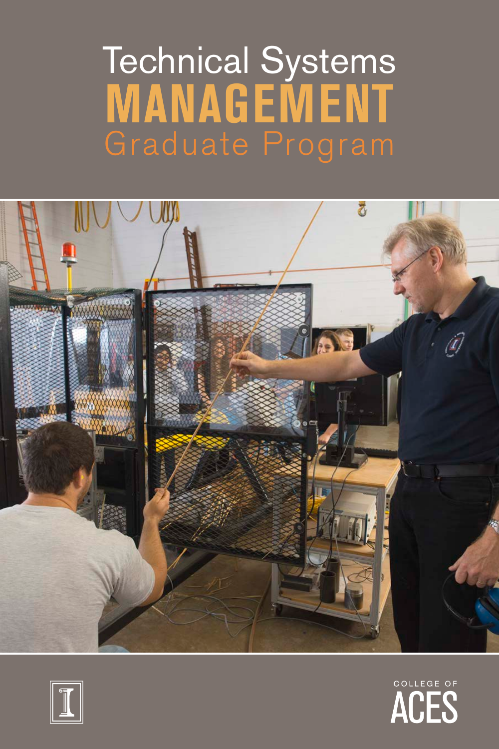# Technical Systems MANAGEMENT Graduate Program

COLLEGE OF ACES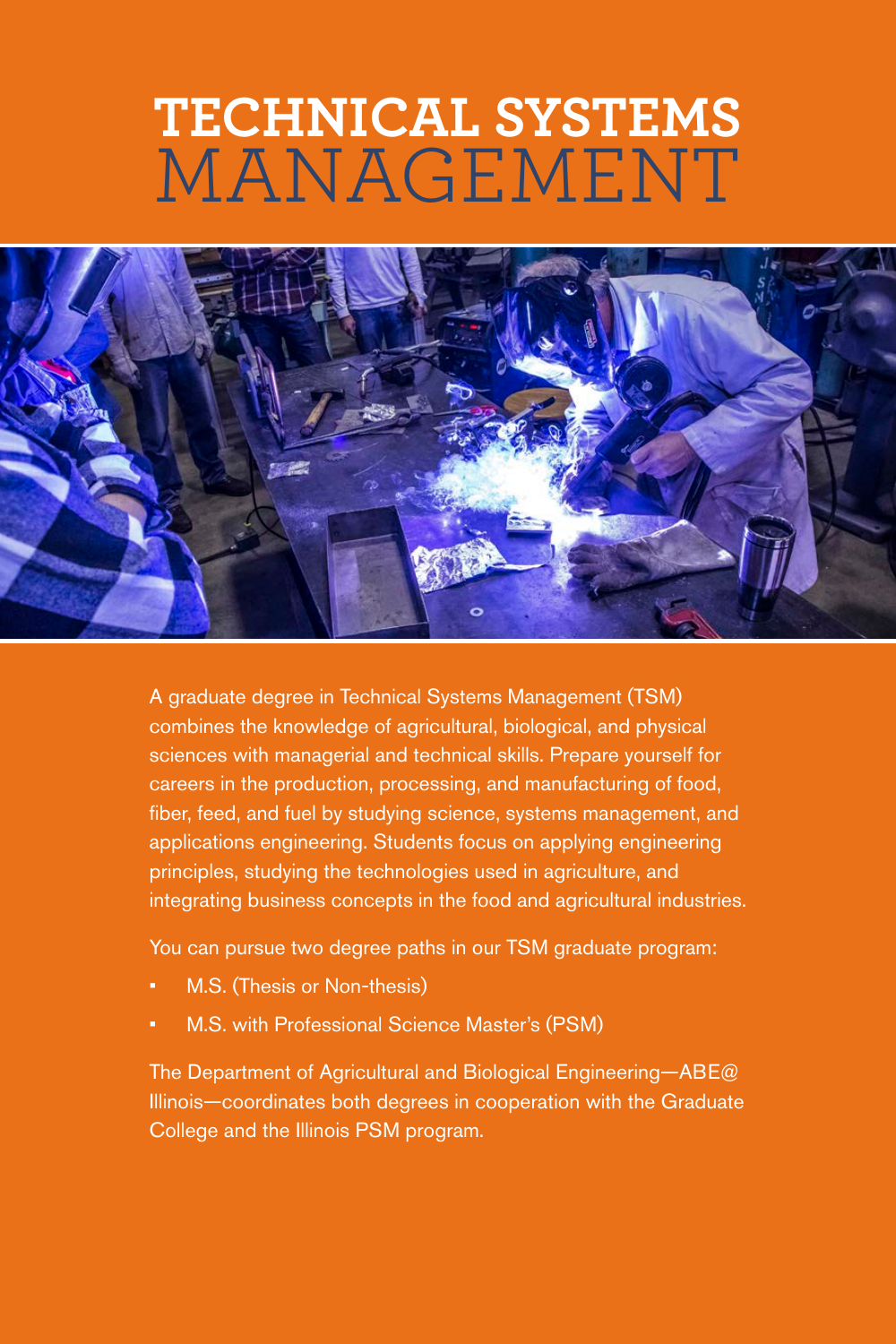# TECHNICAL SYSTEMS MANAGEMENT

A graduate degree in Technical Systems Management (TSM) combines the knowledge of agricultural, biological, and physical sciences with managerial and technical skills. Prepare yourself for careers in the production, processing, and manufacturing of food, fiber, feed, and fuel by studying science, systems management, and applications engineering. Students focus on applying engineering principles, studying the technologies used in agriculture, and integrating business concepts in the food and agricultural industries.

You can pursue two degree paths in our TSM graduate program:

- M.S. (Thesis or Non-thesis)
- M.S. with Professional Science Master's (PSM)

The Department of Agricultural and Biological Engineering—ABE@Illinois—coordinates both degrees in cooperation with the Graduate College and the Illinois PSM program.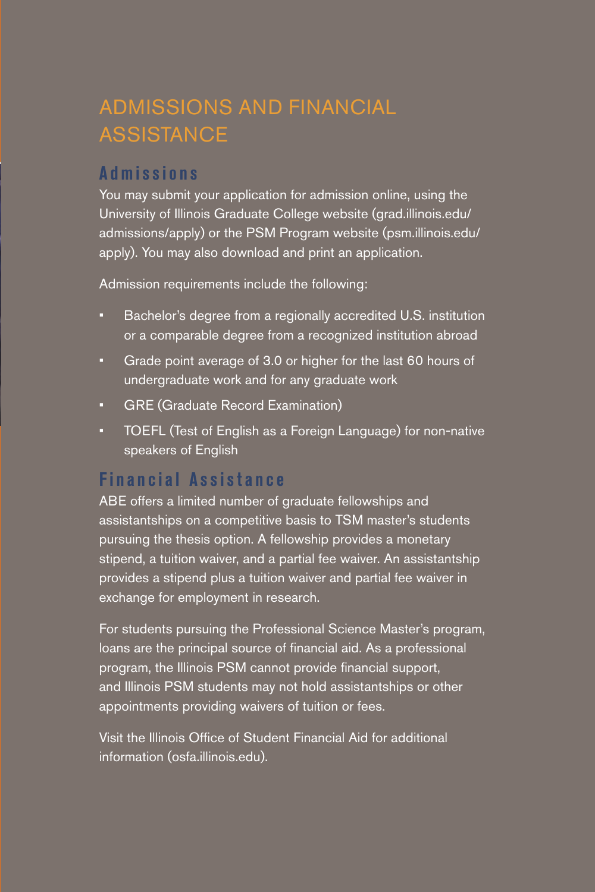# ADMISSIONS AND FINANCIAL ASSISTANCE

## Admissions

You may submit your application for admission online, using the University of Illinois Graduate College website (grad.illinois.edu/admissions/apply) or the PSM Program website (psm.illinois.edu/apply). You may also download and print an application.

Admission requirements include the following:

- Bachelor's degree from a regionally accredited U.S. institution or a comparable degree from a recognized institution abroad
- Grade point average of 3.0 or higher for the last 60 hours of undergraduate work and for any graduate work
- GRE (Graduate Record Examination)
- TOEFL (Test of English as a Foreign Language) for non-native speakers of English

## Financial Assistance

ABE offers a limited number of graduate fellowships and assistantships on a competitive basis to TSM master's students pursuing the thesis option. A fellowship provides a monetary stipend, a tuition waiver, and a partial fee waiver. An assistantship provides a stipend plus a tuition waiver and partial fee waiver in exchange for employment in research.

For students pursuing the Professional Science Master's program, loans are the principal source of financial aid. As a professional program, the Illinois PSM cannot provide financial support, and Illinois PSM students may not hold assistantships or other appointments providing waivers of tuition or fees.

Visit the Illinois Office of Student Financial Aid for additional information (osfa.illinois.edu).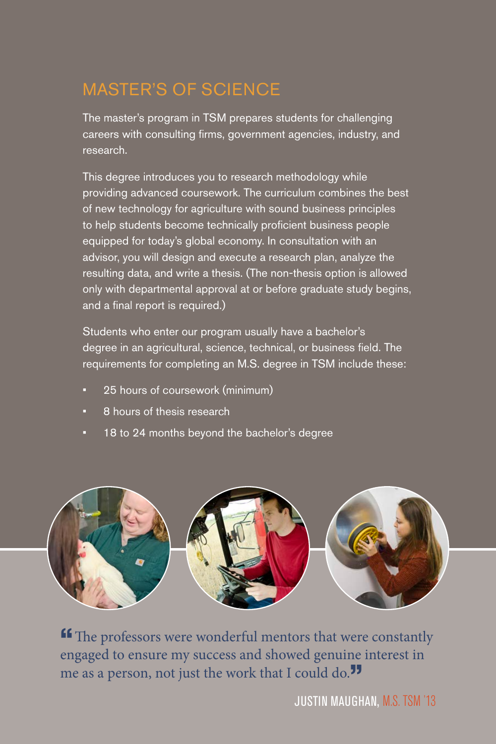## MASTER'S OF SCIENCE

The master's program in TSM prepares students for challenging careers with consulting firms, government agencies, industry, and research.

This degree introduces you to research methodology while providing advanced coursework. The curriculum combines the best of new technology for agriculture with sound business principles to help students become technically proficient business people equipped for today's global economy. In consultation with an advisor, you will design and execute a research plan, analyze the resulting data, and write a thesis. (The non-thesis option is allowed only with departmental approval at or before graduate study begins, and a final report is required.)

Students who enter our program usually have a bachelor's degree in an agricultural, science, technical, or business field. The requirements for completing an M.S. degree in TSM include these:

- 25 hours of coursework (minimum)
- 8 hours of thesis research
- 18 to 24 months beyond the bachelor's degree

"The professors were wonderful mentors that were constantly engaged to ensure my success and showed genuine interest in me as a person, not just the work that I could do."

JUSTIN MAUGHAN, M.S. TSM '13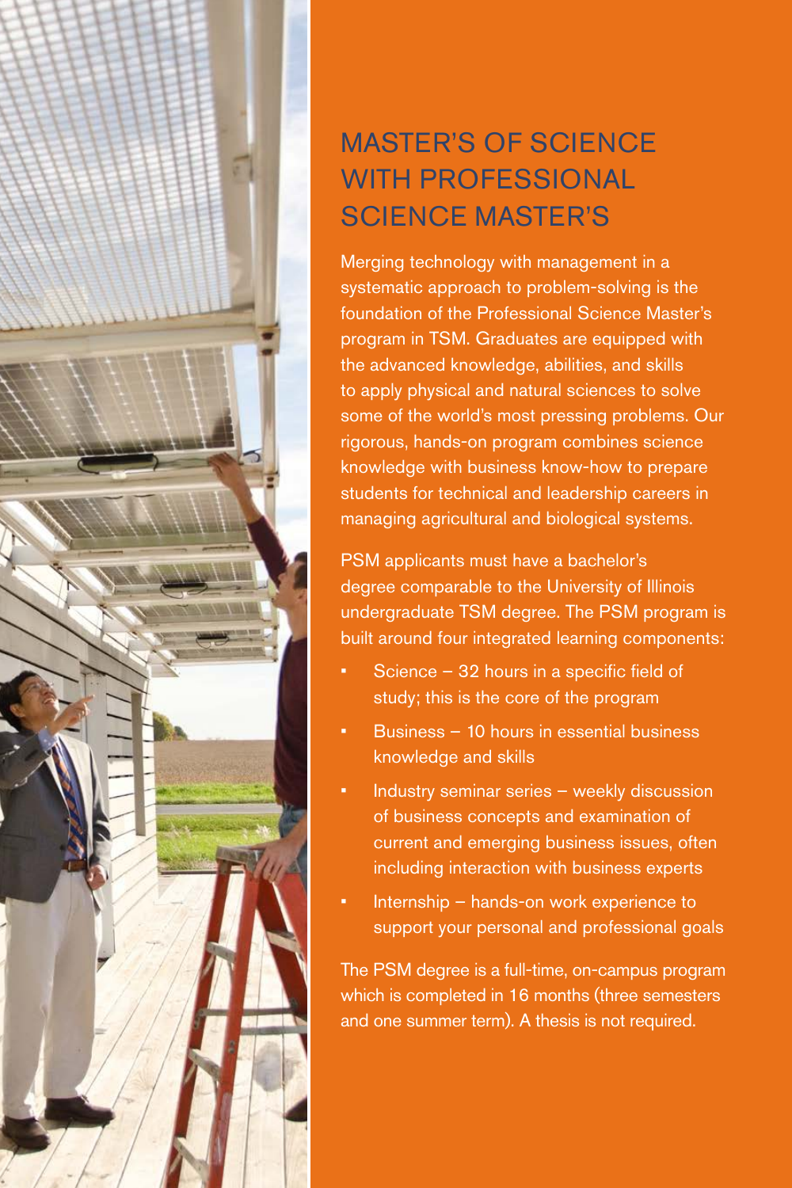# MASTER'S OF SCIENCE WITH PROFESSIONAL SCIENCE MASTER'S

Merging technology with management in a systematic approach to problem-solving is the foundation of the Professional Science Master's program in TSM. Graduates are equipped with the advanced knowledge, abilities, and skills to apply physical and natural sciences to solve some of the world's most pressing problems. Our rigorous, hands-on program combines science knowledge with business know-how to prepare students for technical and leadership careers in managing agricultural and biological systems.

PSM applicants must have a bachelor's degree comparable to the University of Illinois undergraduate TSM degree. The PSM program is built around four integrated learning components:

- Science – 32 hours in a specific field of study; this is the core of the program
- Business – 10 hours in essential business knowledge and skills
- Industry seminar series – weekly discussion of business concepts and examination of current and emerging business issues, often including interaction with business experts
- Internship – hands-on work experience to support your personal and professional goals

The PSM degree is a full-time, on-campus program which is completed in 16 months (three semesters and one summer term). A thesis is not required.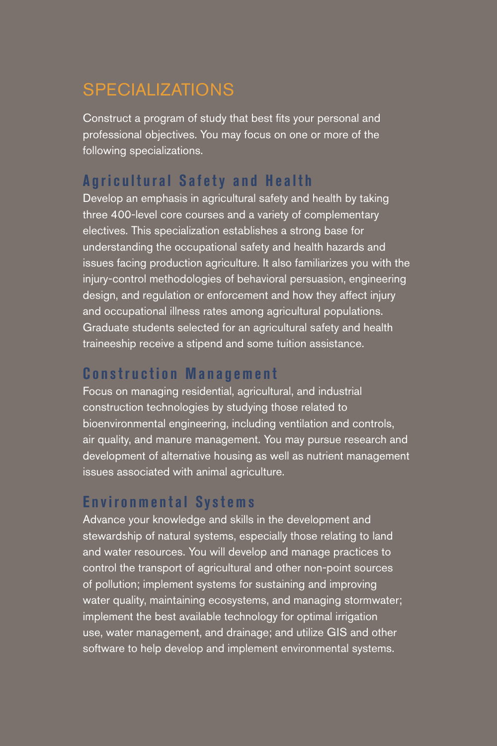# SPECIALIZATIONS

Construct a program of study that best fits your personal and professional objectives. You may focus on one or more of the following specializations.

## Agricultural Safety and Health

Develop an emphasis in agricultural safety and health by taking three 400-level core courses and a variety of complementary electives. This specialization establishes a strong base for understanding the occupational safety and health hazards and issues facing production agriculture. It also familiarizes you with the injury-control methodologies of behavioral persuasion, engineering design, and regulation or enforcement and how they affect injury and occupational illness rates among agricultural populations. Graduate students selected for an agricultural safety and health traineeship receive a stipend and some tuition assistance.

## Construction Management

Focus on managing residential, agricultural, and industrial construction technologies by studying those related to bioenvironmental engineering, including ventilation and controls, air quality, and manure management. You may pursue research and development of alternative housing as well as nutrient management issues associated with animal agriculture.

## Environmental Systems

Advance your knowledge and skills in the development and stewardship of natural systems, especially those relating to land and water resources. You will develop and manage practices to control the transport of agricultural and other non-point sources of pollution; implement systems for sustaining and improving water quality, maintaining ecosystems, and managing stormwater; implement the best available technology for optimal irrigation use, water management, and drainage; and utilize GIS and other software to help develop and implement environmental systems.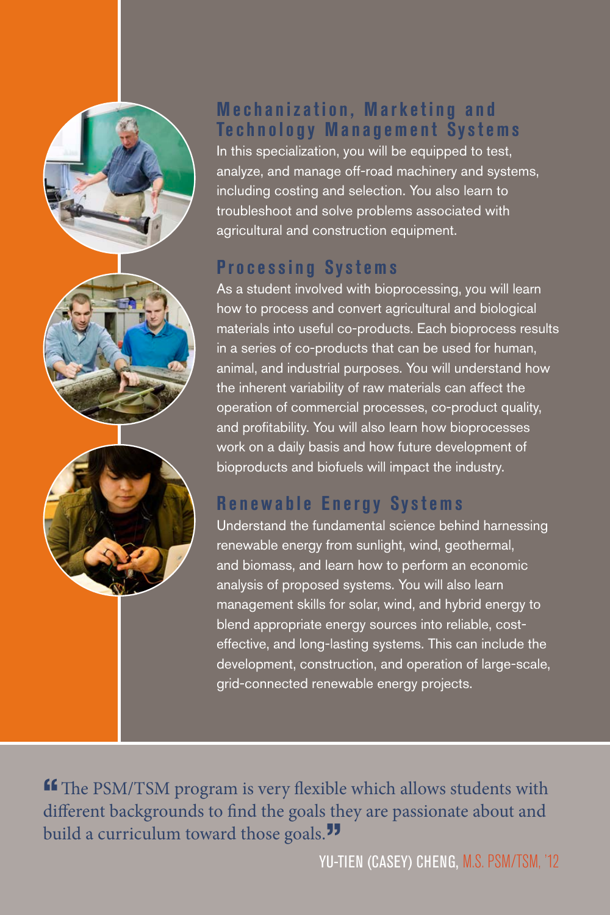## Mechanization, Marketing and Technology Management Systems

In this specialization, you will be equipped to test, analyze, and manage off-road machinery and systems, including costing and selection. You also learn to troubleshoot and solve problems associated with agricultural and construction equipment.

## Processing Systems

As a student involved with bioprocessing, you will learn how to process and convert agricultural and biological materials into useful co-products. Each bioprocess results in a series of co-products that can be used for human, animal, and industrial purposes. You will understand how the inherent variability of raw materials can affect the operation of commercial processes, co-product quality, and profitability. You will also learn how bioprocesses work on a daily basis and how future development of bioproducts and biofuels will impact the industry.

## Renewable Energy Systems

Understand the fundamental science behind harnessing renewable energy from sunlight, wind, geothermal, and biomass, and learn how to perform an economic analysis of proposed systems. You will also learn management skills for solar, wind, and hybrid energy to blend appropriate energy sources into reliable, cost-effective, and long-lasting systems. This can include the development, construction, and operation of large-scale, grid-connected renewable energy projects.

> "The PSM/TSM program is very flexible which allows students with different backgrounds to find the goals they are passionate about and build a curriculum toward those goals."
>
> YU-TIEN (CASEY) CHENG, M.S. PSM/TSM, '12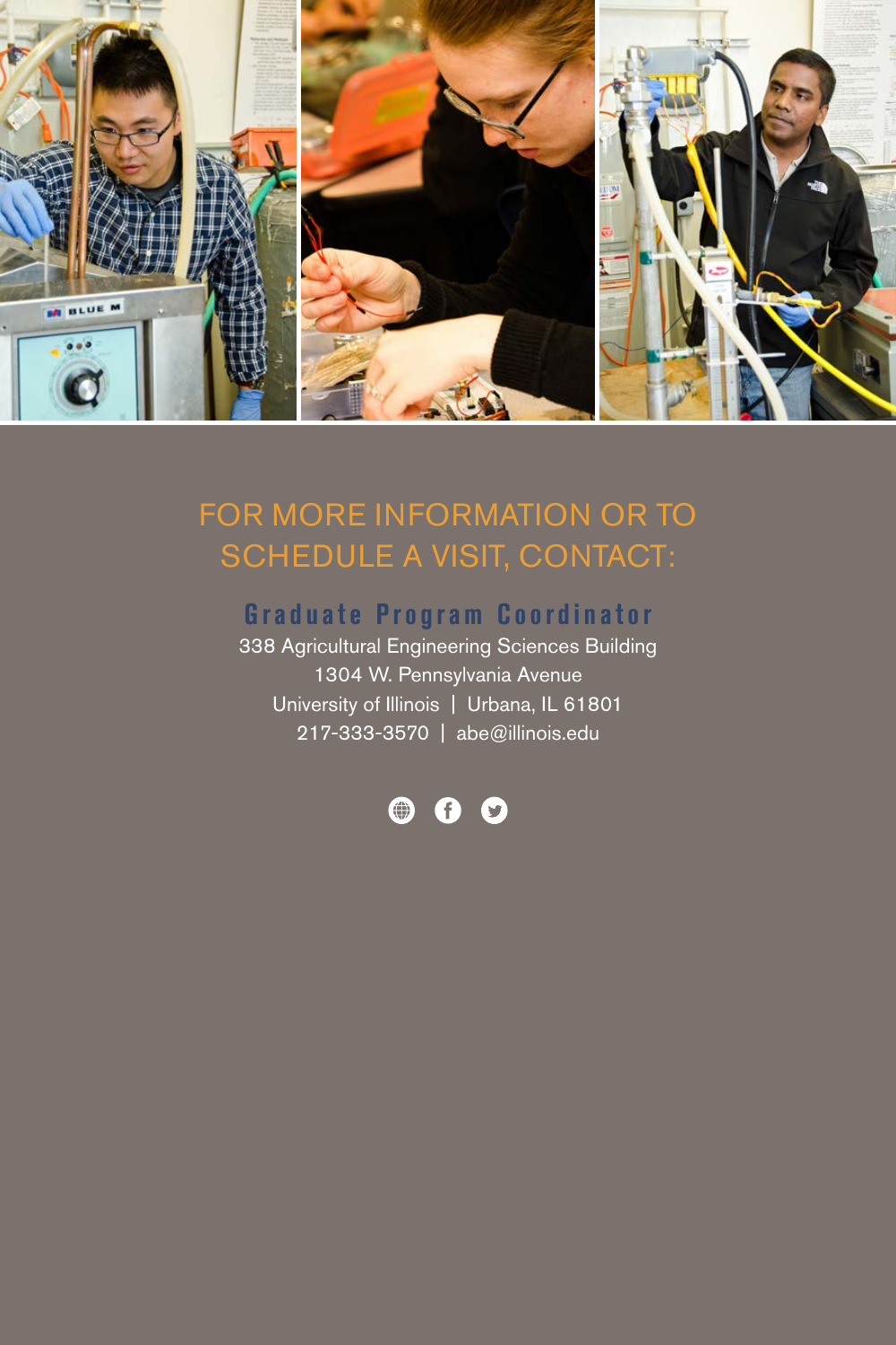## FOR MORE INFORMATION OR TO SCHEDULE A VISIT, CONTACT:

### Graduate Program Coordinator

338 Agricultural Engineering Sciences Building
1304 W. Pennsylvania Avenue
University of Illinois | Urbana, IL 61801
217-333-3570 | abe@illinois.edu